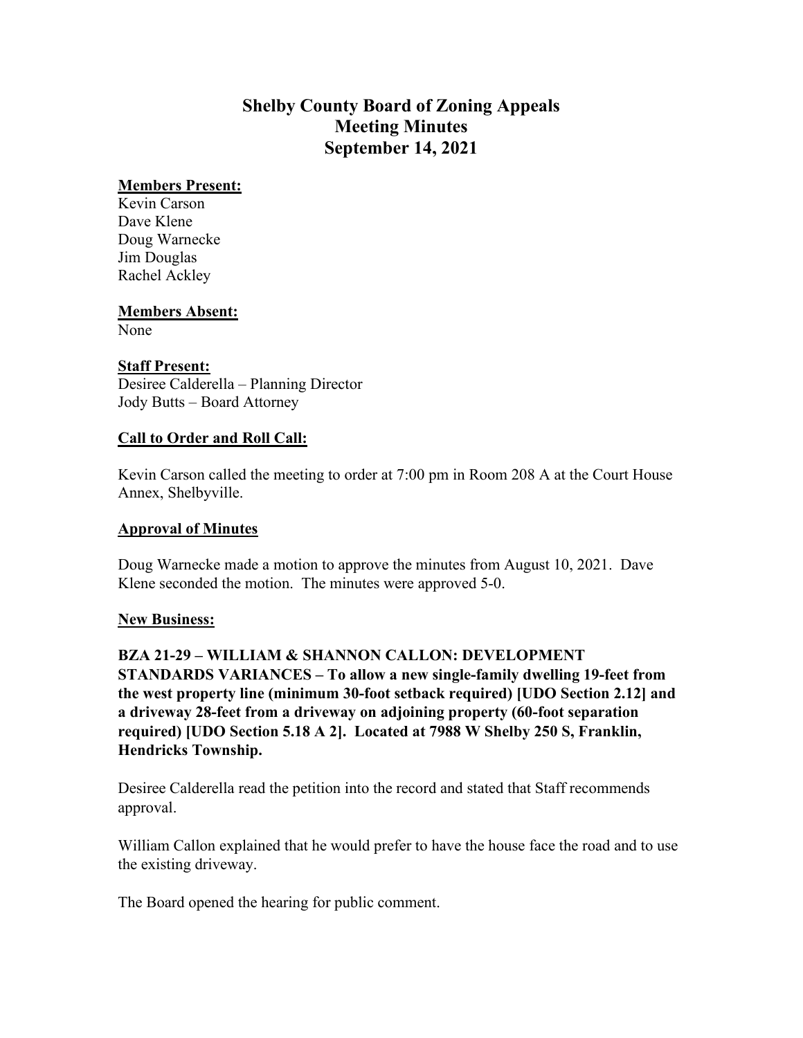# Shelby County Board of Zoning Appeals
# Meeting Minutes
# September 14, 2021

**Members Present:**

Kevin Carson
Dave Klene
Doug Warnecke
Jim Douglas
Rachel Ackley

**Members Absent:**

None

**Staff Present:**

Desiree Calderella – Planning Director
Jody Butts – Board Attorney

**Call to Order and Roll Call:**

Kevin Carson called the meeting to order at 7:00 pm in Room 208 A at the Court House Annex, Shelbyville.

**Approval of Minutes**

Doug Warnecke made a motion to approve the minutes from August 10, 2021. Dave Klene seconded the motion. The minutes were approved 5-0.

**New Business:**

**BZA 21-29 – WILLIAM & SHANNON CALLON: DEVELOPMENT STANDARDS VARIANCES – To allow a new single-family dwelling 19-feet from the west property line (minimum 30-foot setback required) [UDO Section 2.12] and a driveway 28-feet from a driveway on adjoining property (60-foot separation required) [UDO Section 5.18 A 2]. Located at 7988 W Shelby 250 S, Franklin, Hendricks Township.**

Desiree Calderella read the petition into the record and stated that Staff recommends approval.

William Callon explained that he would prefer to have the house face the road and to use the existing driveway.

The Board opened the hearing for public comment.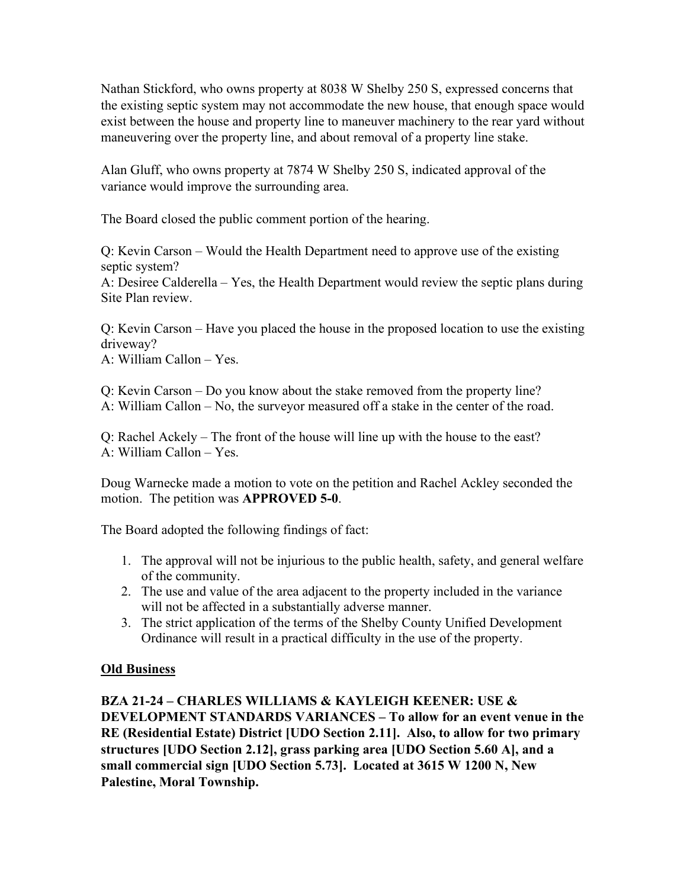Nathan Stickford, who owns property at 8038 W Shelby 250 S, expressed concerns that the existing septic system may not accommodate the new house, that enough space would exist between the house and property line to maneuver machinery to the rear yard without maneuvering over the property line, and about removal of a property line stake.

Alan Gluff, who owns property at 7874 W Shelby 250 S, indicated approval of the variance would improve the surrounding area.

The Board closed the public comment portion of the hearing.

Q: Kevin Carson – Would the Health Department need to approve use of the existing septic system?
A: Desiree Calderella – Yes, the Health Department would review the septic plans during Site Plan review.

Q: Kevin Carson – Have you placed the house in the proposed location to use the existing driveway?
A: William Callon – Yes.

Q: Kevin Carson – Do you know about the stake removed from the property line?
A: William Callon – No, the surveyor measured off a stake in the center of the road.

Q: Rachel Ackely – The front of the house will line up with the house to the east?
A: William Callon – Yes.

Doug Warnecke made a motion to vote on the petition and Rachel Ackley seconded the motion. The petition was **APPROVED 5-0**.

The Board adopted the following findings of fact:

1. The approval will not be injurious to the public health, safety, and general welfare of the community.
2. The use and value of the area adjacent to the property included in the variance will not be affected in a substantially adverse manner.
3. The strict application of the terms of the Shelby County Unified Development Ordinance will result in a practical difficulty in the use of the property.

<u>**Old Business**</u>

**BZA 21-24 – CHARLES WILLIAMS & KAYLEIGH KEENER: USE & DEVELOPMENT STANDARDS VARIANCES – To allow for an event venue in the RE (Residential Estate) District [UDO Section 2.11]. Also, to allow for two primary structures [UDO Section 2.12], grass parking area [UDO Section 5.60 A], and a small commercial sign [UDO Section 5.73]. Located at 3615 W 1200 N, New Palestine, Moral Township.**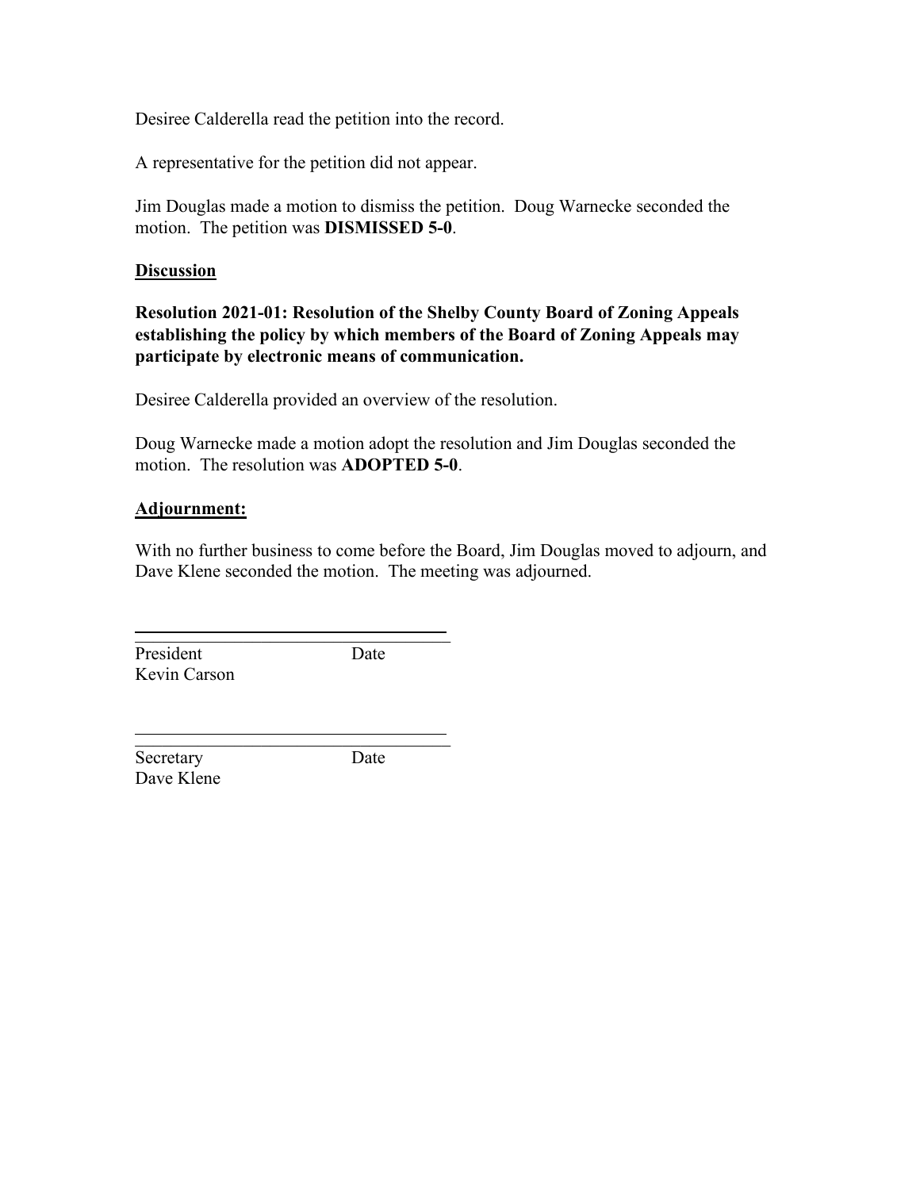Desiree Calderella read the petition into the record.

A representative for the petition did not appear.

Jim Douglas made a motion to dismiss the petition. Doug Warnecke seconded the motion. The petition was **DISMISSED 5-0**.

**Discussion**

**Resolution 2021-01: Resolution of the Shelby County Board of Zoning Appeals establishing the policy by which members of the Board of Zoning Appeals may participate by electronic means of communication.**

Desiree Calderella provided an overview of the resolution.

Doug Warnecke made a motion adopt the resolution and Jim Douglas seconded the motion. The resolution was **ADOPTED 5-0**.

**Adjournment:**

With no further business to come before the Board, Jim Douglas moved to adjourn, and Dave Klene seconded the motion. The meeting was adjourned.

\_\_\_\_\_\_\_\_\_\_\_\_\_\_\_\_\_\_\_\_\_\_\_\_\_\_\_\_\_\_\_\_\_\_\_\_

President                    Date
Kevin Carson

\_\_\_\_\_\_\_\_\_\_\_\_\_\_\_\_\_\_\_\_\_\_\_\_\_\_\_\_\_\_\_\_\_\_\_\_

Secretary                    Date
Dave Klene